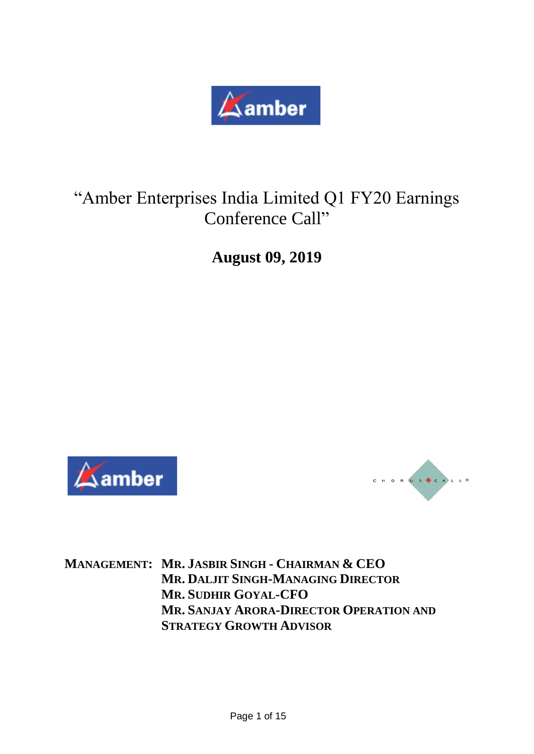# "Amber Enterprises India Limited Q1 FY20 Earnings Conference Call"

**August 09, 2019**

**MANAGEMENT: MR. JASBIR SINGH - CHAIRMAN & CEO**
**MR. DALJIT SINGH-MANAGING DIRECTOR**
**MR. SUDHIR GOYAL-CFO**
**MR. SANJAY ARORA-DIRECTOR OPERATION AND STRATEGY GROWTH ADVISOR**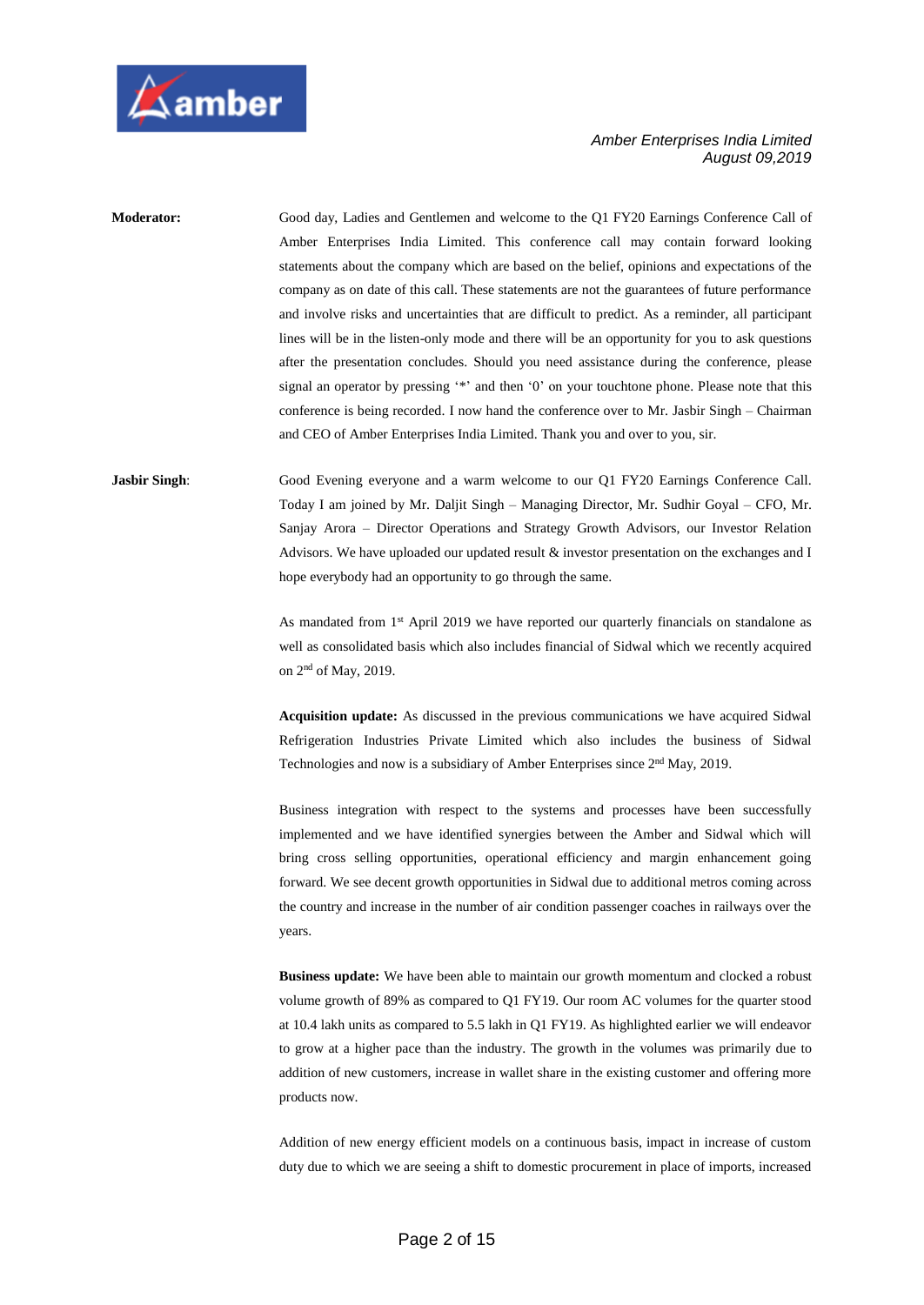**Moderator:** Good day, Ladies and Gentlemen and welcome to the Q1 FY20 Earnings Conference Call of Amber Enterprises India Limited. This conference call may contain forward looking statements about the company which are based on the belief, opinions and expectations of the company as on date of this call. These statements are not the guarantees of future performance and involve risks and uncertainties that are difficult to predict. As a reminder, all participant lines will be in the listen-only mode and there will be an opportunity for you to ask questions after the presentation concludes. Should you need assistance during the conference, please signal an operator by pressing '*' and then '0' on your touchtone phone. Please note that this conference is being recorded. I now hand the conference over to Mr. Jasbir Singh – Chairman and CEO of Amber Enterprises India Limited. Thank you and over to you, sir.

**Jasbir Singh**: Good Evening everyone and a warm welcome to our Q1 FY20 Earnings Conference Call. Today I am joined by Mr. Daljit Singh – Managing Director, Mr. Sudhir Goyal – CFO, Mr. Sanjay Arora – Director Operations and Strategy Growth Advisors, our Investor Relation Advisors. We have uploaded our updated result & investor presentation on the exchanges and I hope everybody had an opportunity to go through the same.

As mandated from 1st April 2019 we have reported our quarterly financials on standalone as well as consolidated basis which also includes financial of Sidwal which we recently acquired on 2nd of May, 2019.

**Acquisition update:** As discussed in the previous communications we have acquired Sidwal Refrigeration Industries Private Limited which also includes the business of Sidwal Technologies and now is a subsidiary of Amber Enterprises since 2nd May, 2019.

Business integration with respect to the systems and processes have been successfully implemented and we have identified synergies between the Amber and Sidwal which will bring cross selling opportunities, operational efficiency and margin enhancement going forward. We see decent growth opportunities in Sidwal due to additional metros coming across the country and increase in the number of air condition passenger coaches in railways over the years.

**Business update:** We have been able to maintain our growth momentum and clocked a robust volume growth of 89% as compared to Q1 FY19. Our room AC volumes for the quarter stood at 10.4 lakh units as compared to 5.5 lakh in Q1 FY19. As highlighted earlier we will endeavor to grow at a higher pace than the industry. The growth in the volumes was primarily due to addition of new customers, increase in wallet share in the existing customer and offering more products now.

Addition of new energy efficient models on a continuous basis, impact in increase of custom duty due to which we are seeing a shift to domestic procurement in place of imports, increased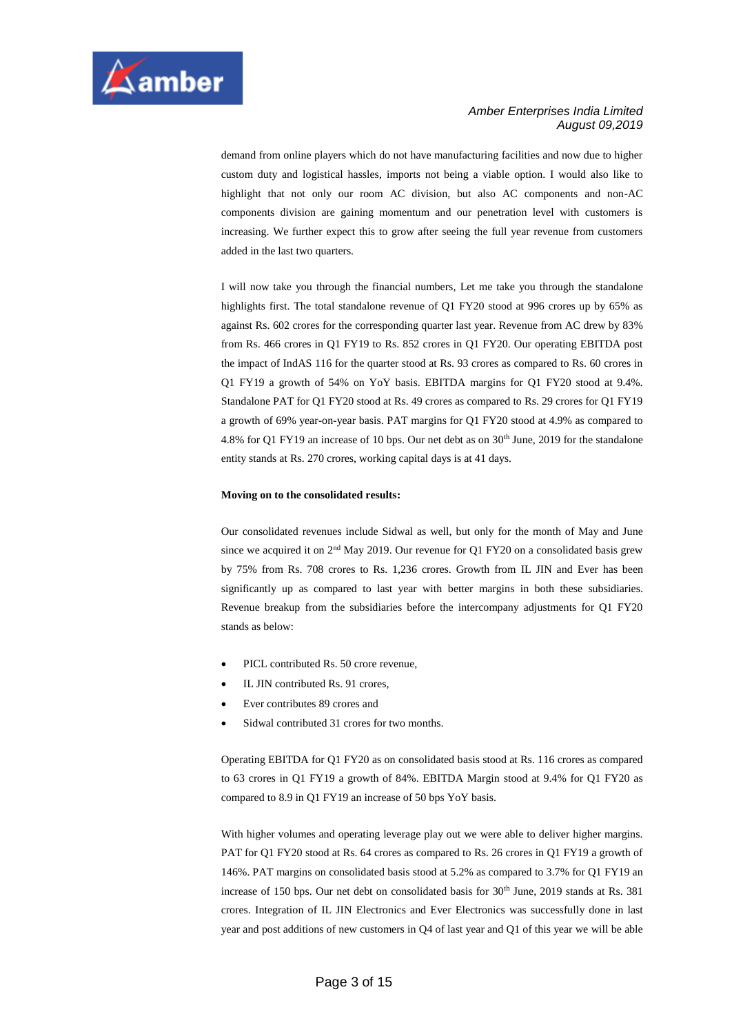demand from online players which do not have manufacturing facilities and now due to higher custom duty and logistical hassles, imports not being a viable option. I would also like to highlight that not only our room AC division, but also AC components and non-AC components division are gaining momentum and our penetration level with customers is increasing. We further expect this to grow after seeing the full year revenue from customers added in the last two quarters.

I will now take you through the financial numbers, Let me take you through the standalone highlights first. The total standalone revenue of Q1 FY20 stood at 996 crores up by 65% as against Rs. 602 crores for the corresponding quarter last year. Revenue from AC drew by 83% from Rs. 466 crores in Q1 FY19 to Rs. 852 crores in Q1 FY20. Our operating EBITDA post the impact of IndAS 116 for the quarter stood at Rs. 93 crores as compared to Rs. 60 crores in Q1 FY19 a growth of 54% on YoY basis. EBITDA margins for Q1 FY20 stood at 9.4%. Standalone PAT for Q1 FY20 stood at Rs. 49 crores as compared to Rs. 29 crores for Q1 FY19 a growth of 69% year-on-year basis. PAT margins for Q1 FY20 stood at 4.9% as compared to 4.8% for Q1 FY19 an increase of 10 bps. Our net debt as on 30th June, 2019 for the standalone entity stands at Rs. 270 crores, working capital days is at 41 days.

**Moving on to the consolidated results:**

Our consolidated revenues include Sidwal as well, but only for the month of May and June since we acquired it on 2nd May 2019. Our revenue for Q1 FY20 on a consolidated basis grew by 75% from Rs. 708 crores to Rs. 1,236 crores. Growth from IL JIN and Ever has been significantly up as compared to last year with better margins in both these subsidiaries. Revenue breakup from the subsidiaries before the intercompany adjustments for Q1 FY20 stands as below:

- PICL contributed Rs. 50 crore revenue,
- IL JIN contributed Rs. 91 crores,
- Ever contributes 89 crores and
- Sidwal contributed 31 crores for two months.

Operating EBITDA for Q1 FY20 as on consolidated basis stood at Rs. 116 crores as compared to 63 crores in Q1 FY19 a growth of 84%. EBITDA Margin stood at 9.4% for Q1 FY20 as compared to 8.9 in Q1 FY19 an increase of 50 bps YoY basis.

With higher volumes and operating leverage play out we were able to deliver higher margins. PAT for Q1 FY20 stood at Rs. 64 crores as compared to Rs. 26 crores in Q1 FY19 a growth of 146%. PAT margins on consolidated basis stood at 5.2% as compared to 3.7% for Q1 FY19 an increase of 150 bps. Our net debt on consolidated basis for 30th June, 2019 stands at Rs. 381 crores. Integration of IL JIN Electronics and Ever Electronics was successfully done in last year and post additions of new customers in Q4 of last year and Q1 of this year we will be able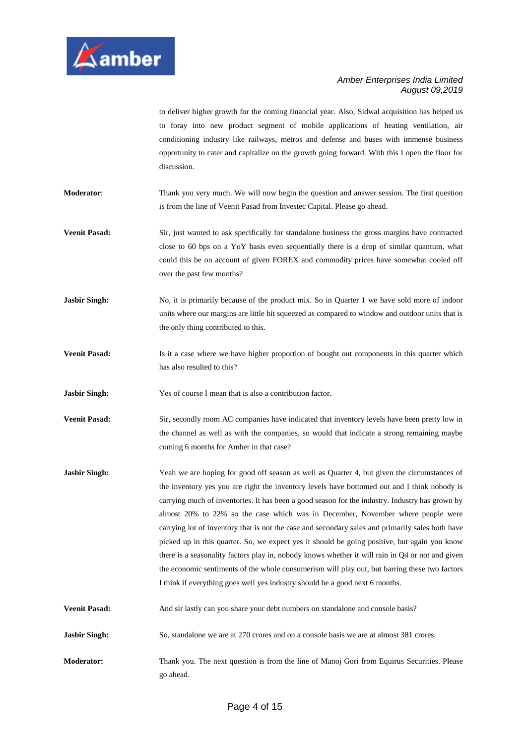to deliver higher growth for the coming financial year. Also, Sidwal acquisition has helped us to foray into new product segment of mobile applications of heating ventilation, air conditioning industry like railways, metros and defense and buses with immense business opportunity to cater and capitalize on the growth going forward. With this I open the floor for discussion.

**Moderator**: Thank you very much. We will now begin the question and answer session. The first question is from the line of Veenit Pasad from Investec Capital. Please go ahead.

**Veenit Pasad:** Sir, just wanted to ask specifically for standalone business the gross margins have contracted close to 60 bps on a YoY basis even sequentially there is a drop of similar quantum, what could this be on account of given FOREX and commodity prices have somewhat cooled off over the past few months?

**Jasbir Singh:** No, it is primarily because of the product mix. So in Quarter 1 we have sold more of indoor units where our margins are little bit squeezed as compared to window and outdoor units that is the only thing contributed to this.

**Veenit Pasad:** Is it a case where we have higher proportion of bought out components in this quarter which has also resulted to this?

**Jasbir Singh:** Yes of course I mean that is also a contribution factor.

**Veenit Pasad:** Sir, secondly room AC companies have indicated that inventory levels have been pretty low in the channel as well as with the companies, so would that indicate a strong remaining maybe coming 6 months for Amber in that case?

**Jasbir Singh:** Yeah we are hoping for good off season as well as Quarter 4, but given the circumstances of the inventory yes you are right the inventory levels have bottomed out and I think nobody is carrying much of inventories. It has been a good season for the industry. Industry has grown by almost 20% to 22% so the case which was in December, November where people were carrying lot of inventory that is not the case and secondary sales and primarily sales both have picked up in this quarter. So, we expect yes it should be going positive, but again you know there is a seasonality factors play in, nobody knows whether it will rain in Q4 or not and given the economic sentiments of the whole consumerism will play out, but barring these two factors I think if everything goes well yes industry should be a good next 6 months.

**Veenit Pasad:** And sir lastly can you share your debt numbers on standalone and console basis?

**Jasbir Singh:** So, standalone we are at 270 crores and on a console basis we are at almost 381 crores.

**Moderator:** Thank you. The next question is from the line of Manoj Gori from Equirus Securities. Please go ahead.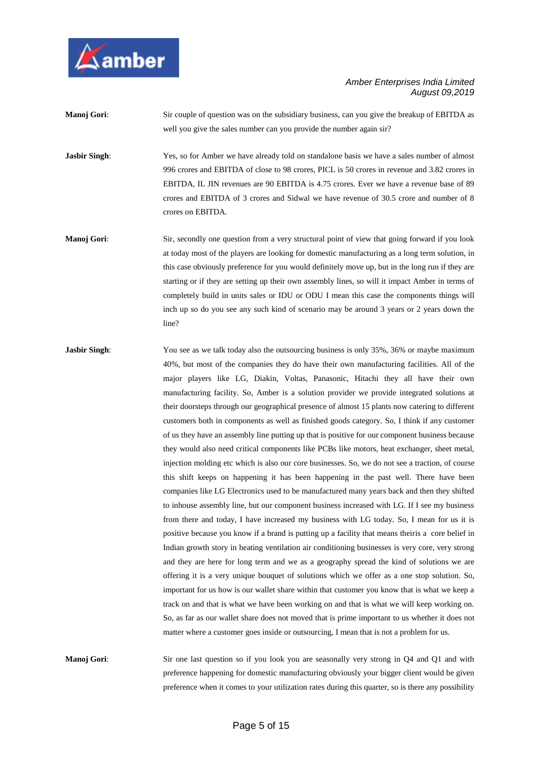**Manoj Gori**: Sir couple of question was on the subsidiary business, can you give the breakup of EBITDA as well you give the sales number can you provide the number again sir?

**Jasbir Singh**: Yes, so for Amber we have already told on standalone basis we have a sales number of almost 996 crores and EBITDA of close to 98 crores, PICL is 50 crores in revenue and 3.82 crores in EBITDA, IL JIN revenues are 90 EBITDA is 4.75 crores. Ever we have a revenue base of 89 crores and EBITDA of 3 crores and Sidwal we have revenue of 30.5 crore and number of 8 crores on EBITDA.

**Manoj Gori**: Sir, secondly one question from a very structural point of view that going forward if you look at today most of the players are looking for domestic manufacturing as a long term solution, in this case obviously preference for you would definitely move up, but in the long run if they are starting or if they are setting up their own assembly lines, so will it impact Amber in terms of completely build in units sales or IDU or ODU I mean this case the components things will inch up so do you see any such kind of scenario may be around 3 years or 2 years down the line?

**Jasbir Singh**: You see as we talk today also the outsourcing business is only 35%, 36% or maybe maximum 40%, but most of the companies they do have their own manufacturing facilities. All of the major players like LG, Diakin, Voltas, Panasonic, Hitachi they all have their own manufacturing facility. So, Amber is a solution provider we provide integrated solutions at their doorsteps through our geographical presence of almost 15 plants now catering to different customers both in components as well as finished goods category. So, I think if any customer of us they have an assembly line putting up that is positive for our component business because they would also need critical components like PCBs like motors, heat exchanger, sheet metal, injection molding etc which is also our core businesses. So, we do not see a traction, of course this shift keeps on happening it has been happening in the past well. There have been companies like LG Electronics used to be manufactured many years back and then they shifted to inhouse assembly line, but our component business increased with LG. If I see my business from there and today, I have increased my business with LG today. So, I mean for us it is positive because you know if a brand is putting up a facility that means theiris a core belief in Indian growth story in heating ventilation air conditioning businesses is very core, very strong and they are here for long term and we as a geography spread the kind of solutions we are offering it is a very unique bouquet of solutions which we offer as a one stop solution. So, important for us how is our wallet share within that customer you know that is what we keep a track on and that is what we have been working on and that is what we will keep working on. So, as far as our wallet share does not moved that is prime important to us whether it does not matter where a customer goes inside or outsourcing, I mean that is not a problem for us.

**Manoj Gori**: Sir one last question so if you look you are seasonally very strong in Q4 and Q1 and with preference happening for domestic manufacturing obviously your bigger client would be given preference when it comes to your utilization rates during this quarter, so is there any possibility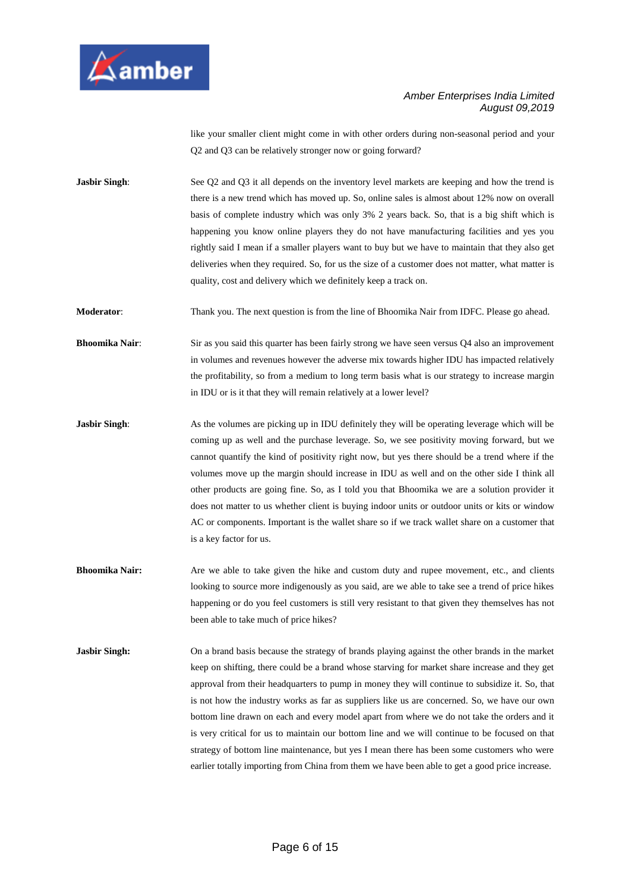like your smaller client might come in with other orders during non-seasonal period and your Q2 and Q3 can be relatively stronger now or going forward?

**Jasbir Singh**: See Q2 and Q3 it all depends on the inventory level markets are keeping and how the trend is there is a new trend which has moved up. So, online sales is almost about 12% now on overall basis of complete industry which was only 3% 2 years back. So, that is a big shift which is happening you know online players they do not have manufacturing facilities and yes you rightly said I mean if a smaller players want to buy but we have to maintain that they also get deliveries when they required. So, for us the size of a customer does not matter, what matter is quality, cost and delivery which we definitely keep a track on.

**Moderator**: Thank you. The next question is from the line of Bhoomika Nair from IDFC. Please go ahead.

**Bhoomika Nair**: Sir as you said this quarter has been fairly strong we have seen versus Q4 also an improvement in volumes and revenues however the adverse mix towards higher IDU has impacted relatively the profitability, so from a medium to long term basis what is our strategy to increase margin in IDU or is it that they will remain relatively at a lower level?

**Jasbir Singh**: As the volumes are picking up in IDU definitely they will be operating leverage which will be coming up as well and the purchase leverage. So, we see positivity moving forward, but we cannot quantify the kind of positivity right now, but yes there should be a trend where if the volumes move up the margin should increase in IDU as well and on the other side I think all other products are going fine. So, as I told you that Bhoomika we are a solution provider it does not matter to us whether client is buying indoor units or outdoor units or kits or window AC or components. Important is the wallet share so if we track wallet share on a customer that is a key factor for us.

**Bhoomika Nair:** Are we able to take given the hike and custom duty and rupee movement, etc., and clients looking to source more indigenously as you said, are we able to take see a trend of price hikes happening or do you feel customers is still very resistant to that given they themselves has not been able to take much of price hikes?

**Jasbir Singh:** On a brand basis because the strategy of brands playing against the other brands in the market keep on shifting, there could be a brand whose starving for market share increase and they get approval from their headquarters to pump in money they will continue to subsidize it. So, that is not how the industry works as far as suppliers like us are concerned. So, we have our own bottom line drawn on each and every model apart from where we do not take the orders and it is very critical for us to maintain our bottom line and we will continue to be focused on that strategy of bottom line maintenance, but yes I mean there has been some customers who were earlier totally importing from China from them we have been able to get a good price increase.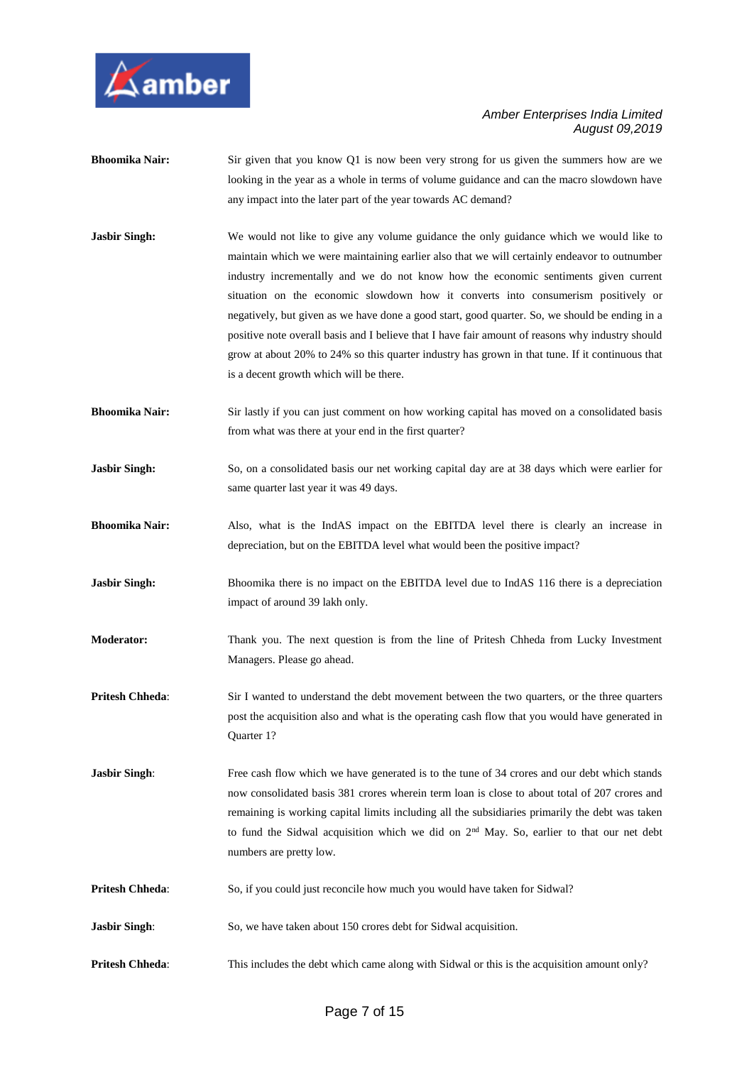**Bhoomika Nair:** Sir given that you know Q1 is now been very strong for us given the summers how are we looking in the year as a whole in terms of volume guidance and can the macro slowdown have any impact into the later part of the year towards AC demand?

**Jasbir Singh:** We would not like to give any volume guidance the only guidance which we would like to maintain which we were maintaining earlier also that we will certainly endeavor to outnumber industry incrementally and we do not know how the economic sentiments given current situation on the economic slowdown how it converts into consumerism positively or negatively, but given as we have done a good start, good quarter. So, we should be ending in a positive note overall basis and I believe that I have fair amount of reasons why industry should grow at about 20% to 24% so this quarter industry has grown in that tune. If it continuous that is a decent growth which will be there.

**Bhoomika Nair:** Sir lastly if you can just comment on how working capital has moved on a consolidated basis from what was there at your end in the first quarter?

**Jasbir Singh:** So, on a consolidated basis our net working capital day are at 38 days which were earlier for same quarter last year it was 49 days.

**Bhoomika Nair:** Also, what is the IndAS impact on the EBITDA level there is clearly an increase in depreciation, but on the EBITDA level what would been the positive impact?

**Jasbir Singh:** Bhoomika there is no impact on the EBITDA level due to IndAS 116 there is a depreciation impact of around 39 lakh only.

**Moderator:** Thank you. The next question is from the line of Pritesh Chheda from Lucky Investment Managers. Please go ahead.

**Pritesh Chheda**: Sir I wanted to understand the debt movement between the two quarters, or the three quarters post the acquisition also and what is the operating cash flow that you would have generated in Quarter 1?

**Jasbir Singh**: Free cash flow which we have generated is to the tune of 34 crores and our debt which stands now consolidated basis 381 crores wherein term loan is close to about total of 207 crores and remaining is working capital limits including all the subsidiaries primarily the debt was taken to fund the Sidwal acquisition which we did on 2nd May. So, earlier to that our net debt numbers are pretty low.

**Pritesh Chheda**: So, if you could just reconcile how much you would have taken for Sidwal?

**Jasbir Singh**: So, we have taken about 150 crores debt for Sidwal acquisition.

**Pritesh Chheda**: This includes the debt which came along with Sidwal or this is the acquisition amount only?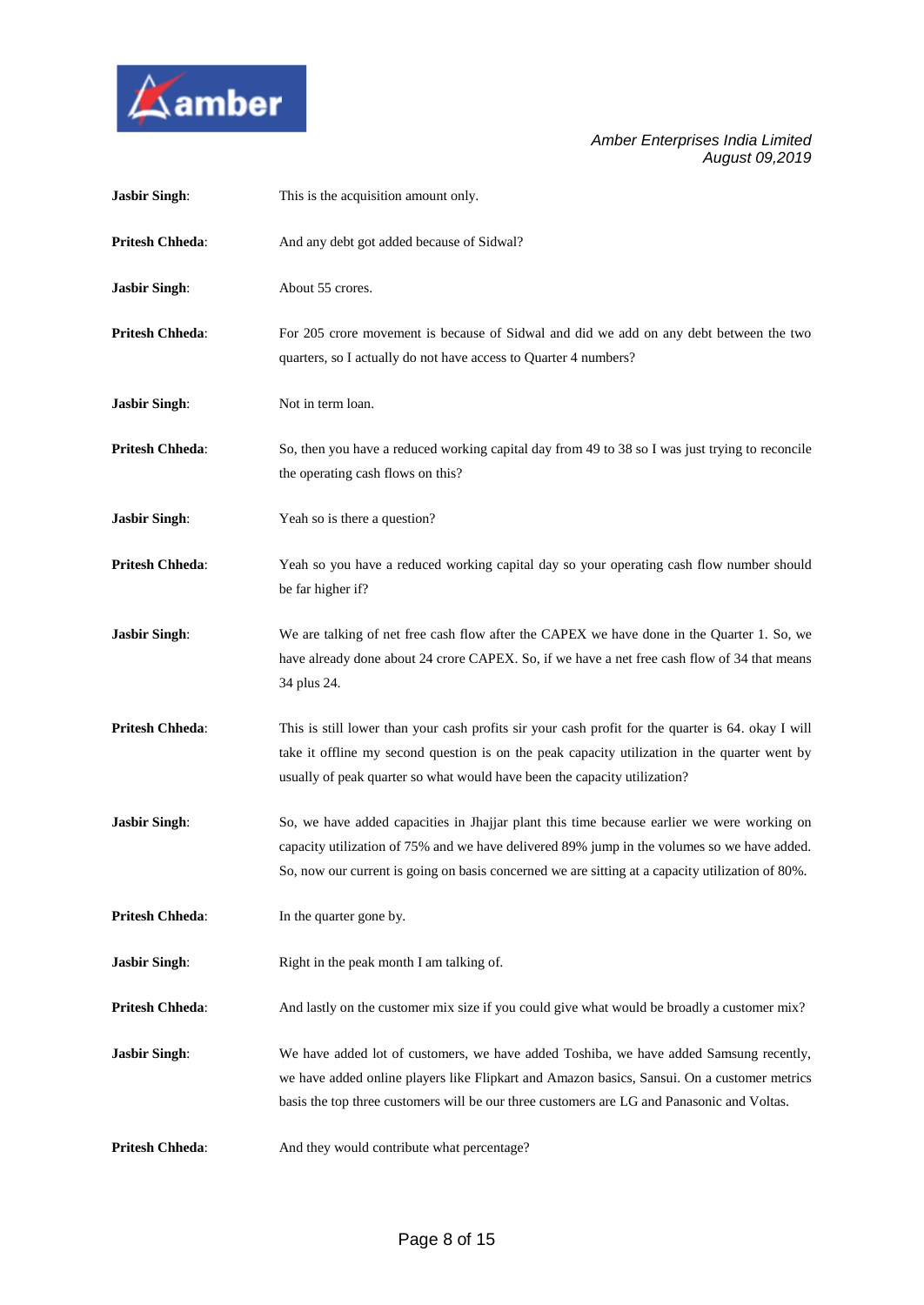**Jasbir Singh**: This is the acquisition amount only.

**Pritesh Chheda**: And any debt got added because of Sidwal?

**Jasbir Singh**: About 55 crores.

**Pritesh Chheda**: For 205 crore movement is because of Sidwal and did we add on any debt between the two quarters, so I actually do not have access to Quarter 4 numbers?

**Jasbir Singh**: Not in term loan.

**Pritesh Chheda**: So, then you have a reduced working capital day from 49 to 38 so I was just trying to reconcile the operating cash flows on this?

**Jasbir Singh**: Yeah so is there a question?

**Pritesh Chheda**: Yeah so you have a reduced working capital day so your operating cash flow number should be far higher if?

**Jasbir Singh**: We are talking of net free cash flow after the CAPEX we have done in the Quarter 1. So, we have already done about 24 crore CAPEX. So, if we have a net free cash flow of 34 that means 34 plus 24.

**Pritesh Chheda**: This is still lower than your cash profits sir your cash profit for the quarter is 64. okay I will take it offline my second question is on the peak capacity utilization in the quarter went by usually of peak quarter so what would have been the capacity utilization?

**Jasbir Singh**: So, we have added capacities in Jhajjar plant this time because earlier we were working on capacity utilization of 75% and we have delivered 89% jump in the volumes so we have added. So, now our current is going on basis concerned we are sitting at a capacity utilization of 80%.

**Pritesh Chheda**: In the quarter gone by.

**Jasbir Singh**: Right in the peak month I am talking of.

**Pritesh Chheda**: And lastly on the customer mix size if you could give what would be broadly a customer mix?

**Jasbir Singh**: We have added lot of customers, we have added Toshiba, we have added Samsung recently, we have added online players like Flipkart and Amazon basics, Sansui. On a customer metrics basis the top three customers will be our three customers are LG and Panasonic and Voltas.

**Pritesh Chheda**: And they would contribute what percentage?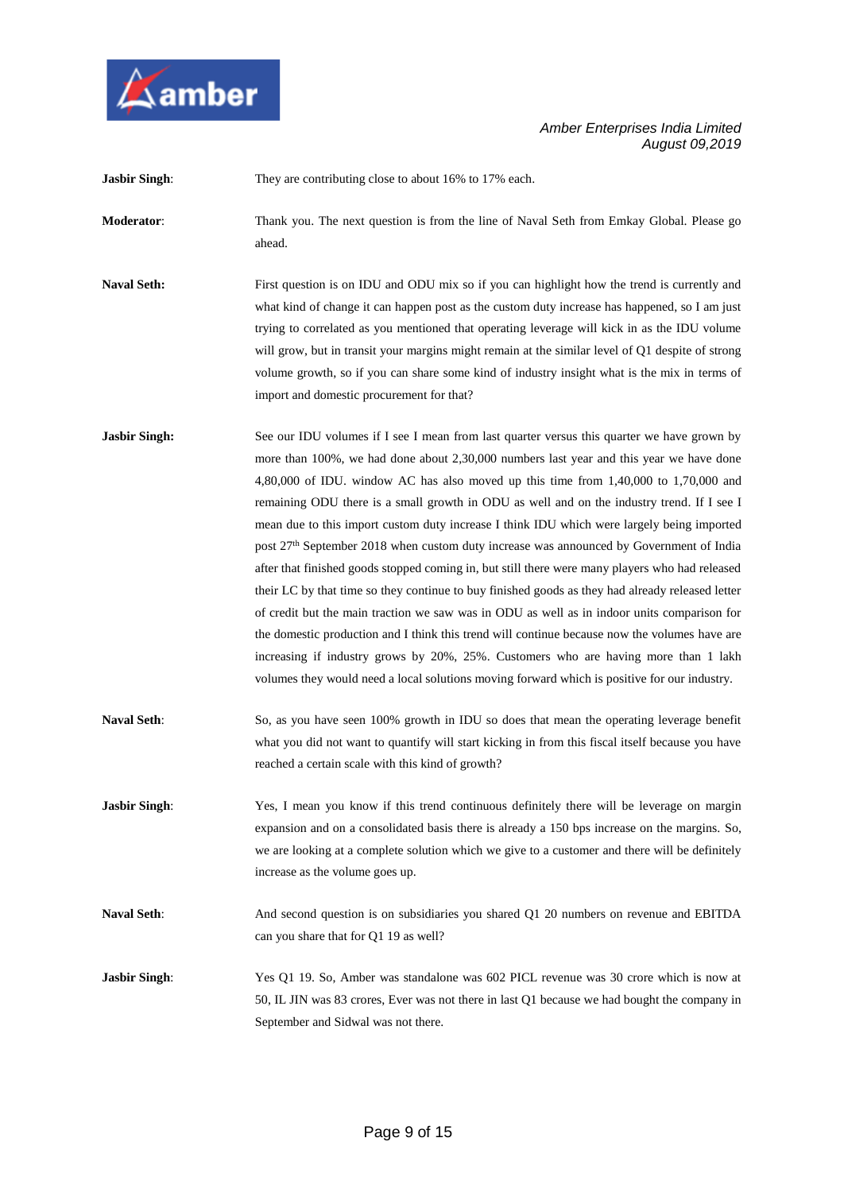**Jasbir Singh**: They are contributing close to about 16% to 17% each.

**Moderator**: Thank you. The next question is from the line of Naval Seth from Emkay Global. Please go ahead.

**Naval Seth:** First question is on IDU and ODU mix so if you can highlight how the trend is currently and what kind of change it can happen post as the custom duty increase has happened, so I am just trying to correlated as you mentioned that operating leverage will kick in as the IDU volume will grow, but in transit your margins might remain at the similar level of Q1 despite of strong volume growth, so if you can share some kind of industry insight what is the mix in terms of import and domestic procurement for that?

**Jasbir Singh:** See our IDU volumes if I see I mean from last quarter versus this quarter we have grown by more than 100%, we had done about 2,30,000 numbers last year and this year we have done 4,80,000 of IDU. window AC has also moved up this time from 1,40,000 to 1,70,000 and remaining ODU there is a small growth in ODU as well and on the industry trend. If I see I mean due to this import custom duty increase I think IDU which were largely being imported post 27th September 2018 when custom duty increase was announced by Government of India after that finished goods stopped coming in, but still there were many players who had released their LC by that time so they continue to buy finished goods as they had already released letter of credit but the main traction we saw was in ODU as well as in indoor units comparison for the domestic production and I think this trend will continue because now the volumes have are increasing if industry grows by 20%, 25%. Customers who are having more than 1 lakh volumes they would need a local solutions moving forward which is positive for our industry.

**Naval Seth**: So, as you have seen 100% growth in IDU so does that mean the operating leverage benefit what you did not want to quantify will start kicking in from this fiscal itself because you have reached a certain scale with this kind of growth?

**Jasbir Singh**: Yes, I mean you know if this trend continuous definitely there will be leverage on margin expansion and on a consolidated basis there is already a 150 bps increase on the margins. So, we are looking at a complete solution which we give to a customer and there will be definitely increase as the volume goes up.

**Naval Seth**: And second question is on subsidiaries you shared Q1 20 numbers on revenue and EBITDA can you share that for Q1 19 as well?

**Jasbir Singh**: Yes Q1 19. So, Amber was standalone was 602 PICL revenue was 30 crore which is now at 50, IL JIN was 83 crores, Ever was not there in last Q1 because we had bought the company in September and Sidwal was not there.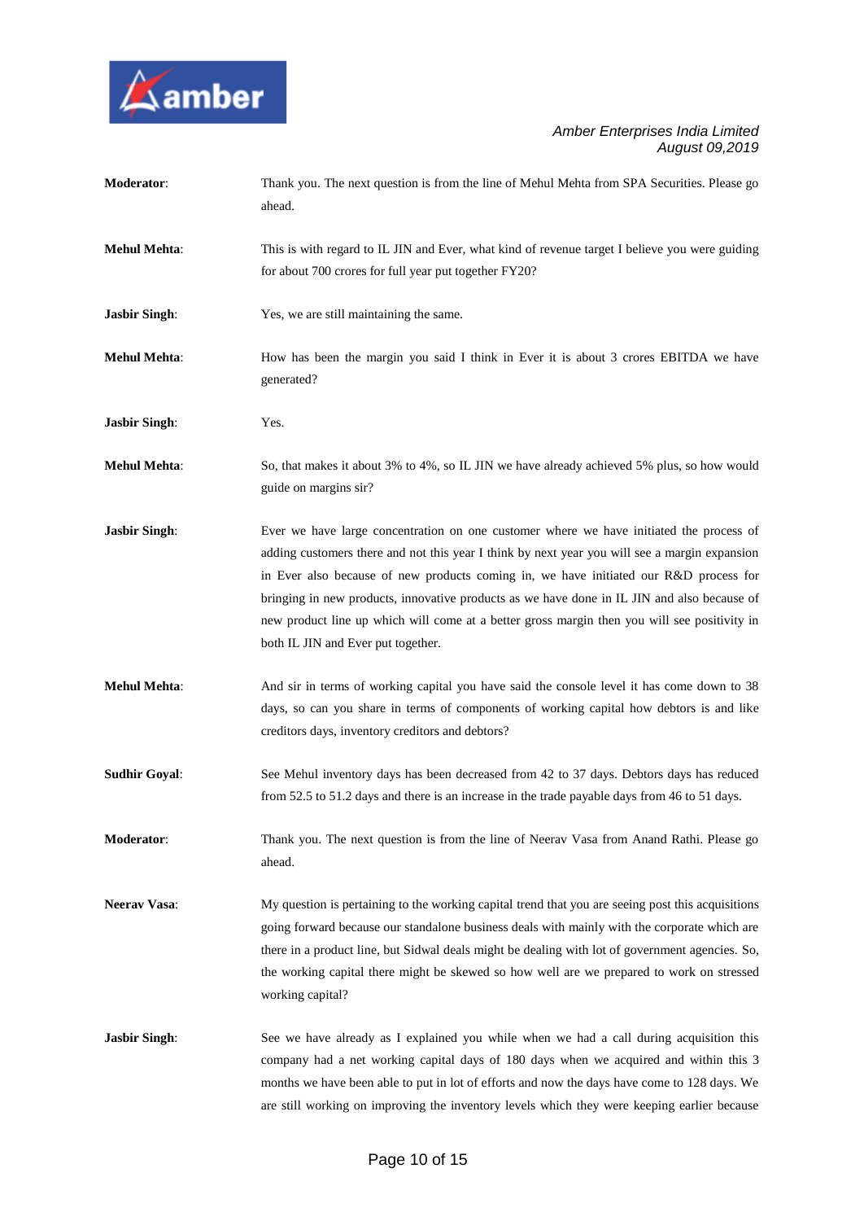**Moderator**: Thank you. The next question is from the line of Mehul Mehta from SPA Securities. Please go ahead.

**Mehul Mehta**: This is with regard to IL JIN and Ever, what kind of revenue target I believe you were guiding for about 700 crores for full year put together FY20?

**Jasbir Singh**: Yes, we are still maintaining the same.

**Mehul Mehta**: How has been the margin you said I think in Ever it is about 3 crores EBITDA we have generated?

**Jasbir Singh**: Yes.

**Mehul Mehta**: So, that makes it about 3% to 4%, so IL JIN we have already achieved 5% plus, so how would guide on margins sir?

**Jasbir Singh**: Ever we have large concentration on one customer where we have initiated the process of adding customers there and not this year I think by next year you will see a margin expansion in Ever also because of new products coming in, we have initiated our R&D process for bringing in new products, innovative products as we have done in IL JIN and also because of new product line up which will come at a better gross margin then you will see positivity in both IL JIN and Ever put together.

**Mehul Mehta**: And sir in terms of working capital you have said the console level it has come down to 38 days, so can you share in terms of components of working capital how debtors is and like creditors days, inventory creditors and debtors?

**Sudhir Goyal**: See Mehul inventory days has been decreased from 42 to 37 days. Debtors days has reduced from 52.5 to 51.2 days and there is an increase in the trade payable days from 46 to 51 days.

**Moderator**: Thank you. The next question is from the line of Neerav Vasa from Anand Rathi. Please go ahead.

**Neerav Vasa**: My question is pertaining to the working capital trend that you are seeing post this acquisitions going forward because our standalone business deals with mainly with the corporate which are there in a product line, but Sidwal deals might be dealing with lot of government agencies. So, the working capital there might be skewed so how well are we prepared to work on stressed working capital?

**Jasbir Singh**: See we have already as I explained you while when we had a call during acquisition this company had a net working capital days of 180 days when we acquired and within this 3 months we have been able to put in lot of efforts and now the days have come to 128 days. We are still working on improving the inventory levels which they were keeping earlier because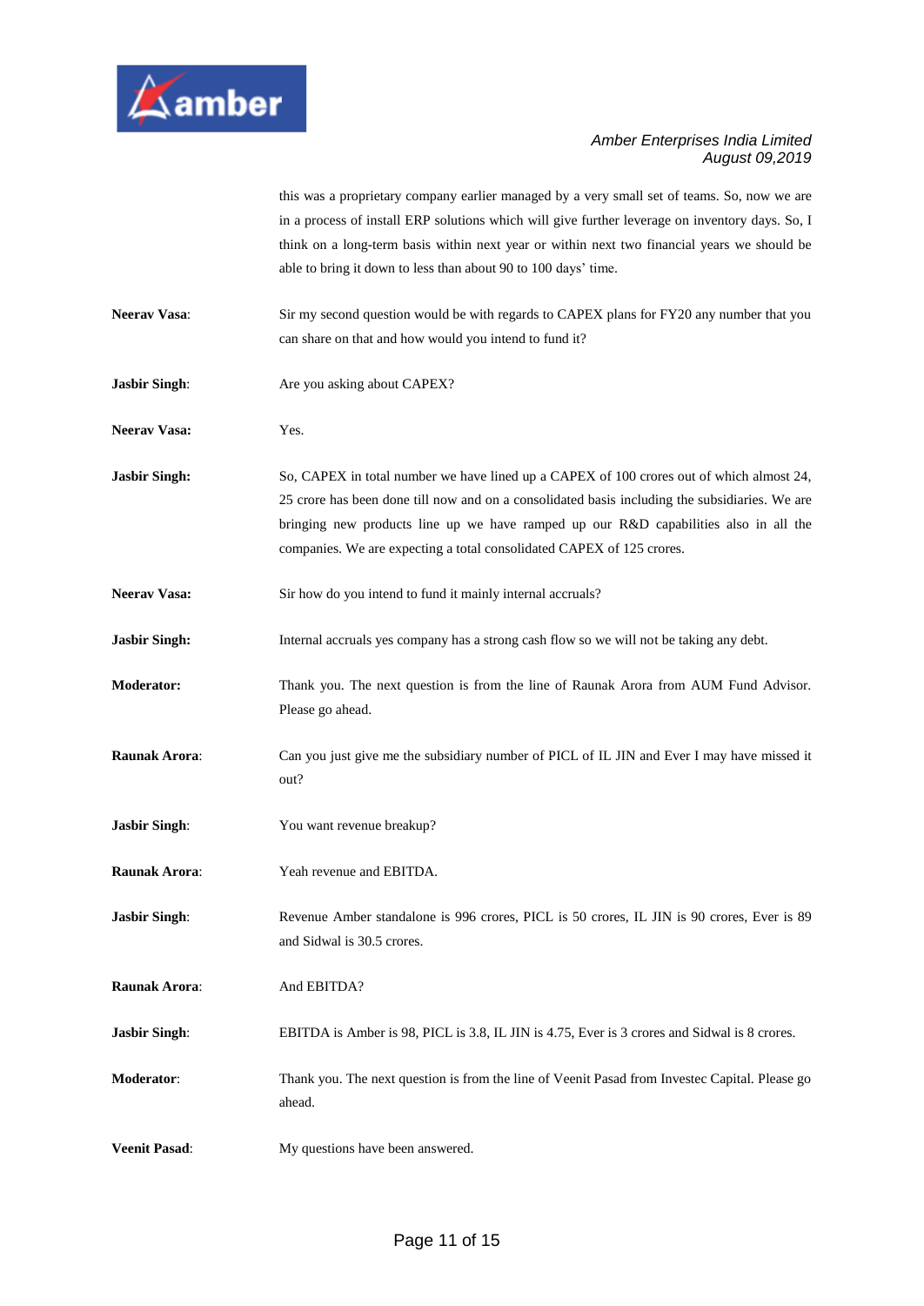this was a proprietary company earlier managed by a very small set of teams. So, now we are in a process of install ERP solutions which will give further leverage on inventory days. So, I think on a long-term basis within next year or within next two financial years we should be able to bring it down to less than about 90 to 100 days' time.

**Neerav Vasa**: Sir my second question would be with regards to CAPEX plans for FY20 any number that you can share on that and how would you intend to fund it?

**Jasbir Singh**: Are you asking about CAPEX?

**Neerav Vasa:** Yes.

**Jasbir Singh:** So, CAPEX in total number we have lined up a CAPEX of 100 crores out of which almost 24, 25 crore has been done till now and on a consolidated basis including the subsidiaries. We are bringing new products line up we have ramped up our R&D capabilities also in all the companies. We are expecting a total consolidated CAPEX of 125 crores.

**Neerav Vasa:** Sir how do you intend to fund it mainly internal accruals?

**Jasbir Singh:** Internal accruals yes company has a strong cash flow so we will not be taking any debt.

**Moderator:** Thank you. The next question is from the line of Raunak Arora from AUM Fund Advisor. Please go ahead.

**Raunak Arora**: Can you just give me the subsidiary number of PICL of IL JIN and Ever I may have missed it out?

**Jasbir Singh**: You want revenue breakup?

**Raunak Arora**: Yeah revenue and EBITDA.

**Jasbir Singh**: Revenue Amber standalone is 996 crores, PICL is 50 crores, IL JIN is 90 crores, Ever is 89 and Sidwal is 30.5 crores.

**Raunak Arora**: And EBITDA?

**Jasbir Singh**: EBITDA is Amber is 98, PICL is 3.8, IL JIN is 4.75, Ever is 3 crores and Sidwal is 8 crores.

**Moderator**: Thank you. The next question is from the line of Veenit Pasad from Investec Capital. Please go ahead.

**Veenit Pasad**: My questions have been answered.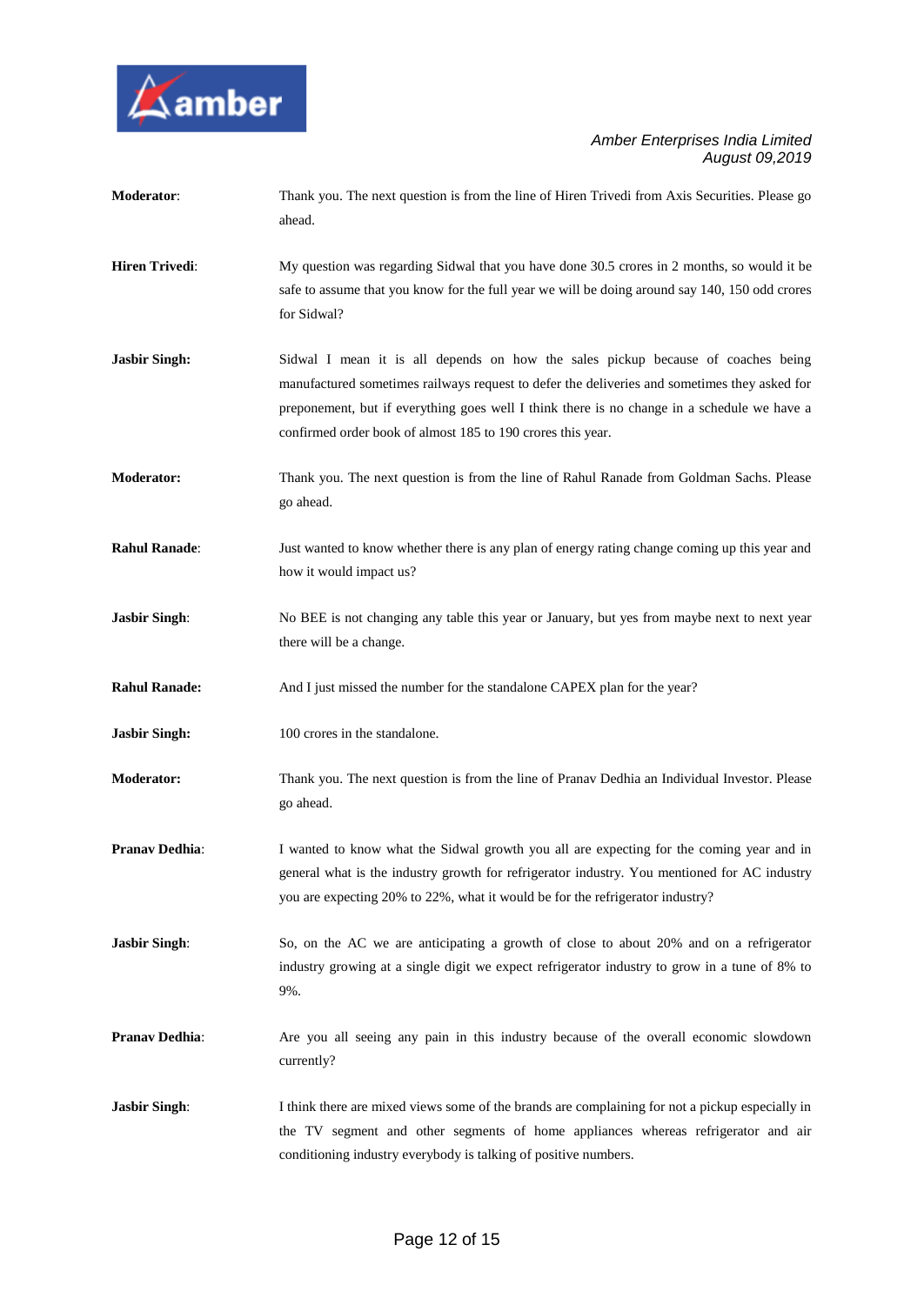**Moderator**: Thank you. The next question is from the line of Hiren Trivedi from Axis Securities. Please go ahead.

**Hiren Trivedi**: My question was regarding Sidwal that you have done 30.5 crores in 2 months, so would it be safe to assume that you know for the full year we will be doing around say 140, 150 odd crores for Sidwal?

**Jasbir Singh:** Sidwal I mean it is all depends on how the sales pickup because of coaches being manufactured sometimes railways request to defer the deliveries and sometimes they asked for preponement, but if everything goes well I think there is no change in a schedule we have a confirmed order book of almost 185 to 190 crores this year.

**Moderator:** Thank you. The next question is from the line of Rahul Ranade from Goldman Sachs. Please go ahead.

**Rahul Ranade**: Just wanted to know whether there is any plan of energy rating change coming up this year and how it would impact us?

**Jasbir Singh**: No BEE is not changing any table this year or January, but yes from maybe next to next year there will be a change.

**Rahul Ranade:** And I just missed the number for the standalone CAPEX plan for the year?

**Jasbir Singh:** 100 crores in the standalone.

**Moderator:** Thank you. The next question is from the line of Pranav Dedhia an Individual Investor. Please go ahead.

**Pranav Dedhia**: I wanted to know what the Sidwal growth you all are expecting for the coming year and in general what is the industry growth for refrigerator industry. You mentioned for AC industry you are expecting 20% to 22%, what it would be for the refrigerator industry?

**Jasbir Singh**: So, on the AC we are anticipating a growth of close to about 20% and on a refrigerator industry growing at a single digit we expect refrigerator industry to grow in a tune of 8% to 9%.

**Pranav Dedhia**: Are you all seeing any pain in this industry because of the overall economic slowdown currently?

**Jasbir Singh**: I think there are mixed views some of the brands are complaining for not a pickup especially in the TV segment and other segments of home appliances whereas refrigerator and air conditioning industry everybody is talking of positive numbers.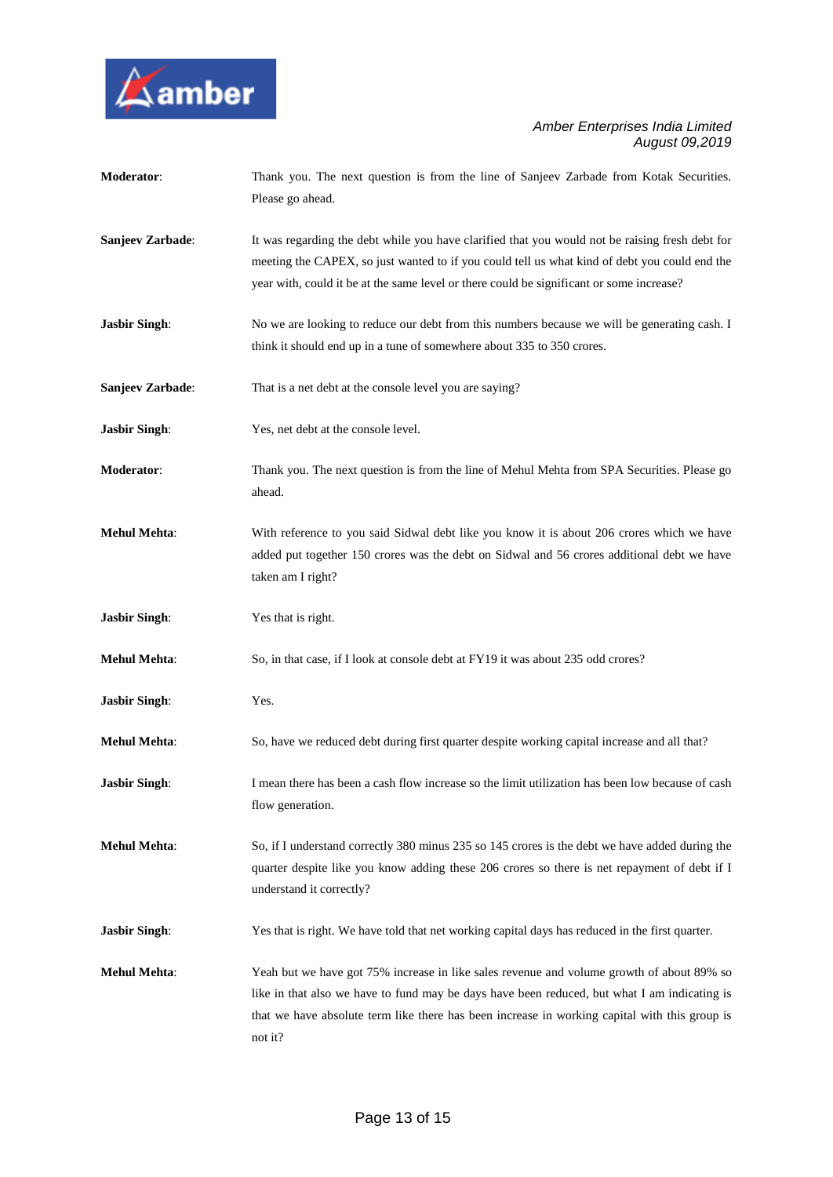**Moderator**: Thank you. The next question is from the line of Sanjeev Zarbade from Kotak Securities. Please go ahead.

**Sanjeev Zarbade**: It was regarding the debt while you have clarified that you would not be raising fresh debt for meeting the CAPEX, so just wanted to if you could tell us what kind of debt you could end the year with, could it be at the same level or there could be significant or some increase?

**Jasbir Singh**: No we are looking to reduce our debt from this numbers because we will be generating cash. I think it should end up in a tune of somewhere about 335 to 350 crores.

**Sanjeev Zarbade**: That is a net debt at the console level you are saying?

**Jasbir Singh**: Yes, net debt at the console level.

**Moderator**: Thank you. The next question is from the line of Mehul Mehta from SPA Securities. Please go ahead.

**Mehul Mehta**: With reference to you said Sidwal debt like you know it is about 206 crores which we have added put together 150 crores was the debt on Sidwal and 56 crores additional debt we have taken am I right?

**Jasbir Singh**: Yes that is right.

**Mehul Mehta**: So, in that case, if I look at console debt at FY19 it was about 235 odd crores?

**Jasbir Singh**: Yes.

**Mehul Mehta**: So, have we reduced debt during first quarter despite working capital increase and all that?

**Jasbir Singh**: I mean there has been a cash flow increase so the limit utilization has been low because of cash flow generation.

**Mehul Mehta**: So, if I understand correctly 380 minus 235 so 145 crores is the debt we have added during the quarter despite like you know adding these 206 crores so there is net repayment of debt if I understand it correctly?

**Jasbir Singh**: Yes that is right. We have told that net working capital days has reduced in the first quarter.

**Mehul Mehta**: Yeah but we have got 75% increase in like sales revenue and volume growth of about 89% so like in that also we have to fund may be days have been reduced, but what I am indicating is that we have absolute term like there has been increase in working capital with this group is not it?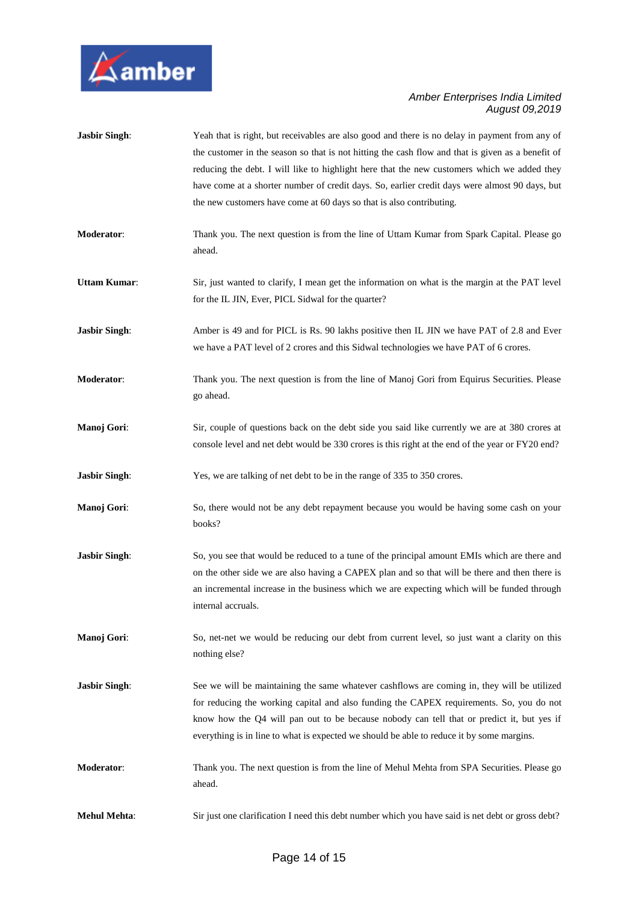**Jasbir Singh**: Yeah that is right, but receivables are also good and there is no delay in payment from any of the customer in the season so that is not hitting the cash flow and that is given as a benefit of reducing the debt. I will like to highlight here that the new customers which we added they have come at a shorter number of credit days. So, earlier credit days were almost 90 days, but the new customers have come at 60 days so that is also contributing.

**Moderator**: Thank you. The next question is from the line of Uttam Kumar from Spark Capital. Please go ahead.

**Uttam Kumar**: Sir, just wanted to clarify, I mean get the information on what is the margin at the PAT level for the IL JIN, Ever, PICL Sidwal for the quarter?

**Jasbir Singh**: Amber is 49 and for PICL is Rs. 90 lakhs positive then IL JIN we have PAT of 2.8 and Ever we have a PAT level of 2 crores and this Sidwal technologies we have PAT of 6 crores.

**Moderator**: Thank you. The next question is from the line of Manoj Gori from Equirus Securities. Please go ahead.

**Manoj Gori**: Sir, couple of questions back on the debt side you said like currently we are at 380 crores at console level and net debt would be 330 crores is this right at the end of the year or FY20 end?

**Jasbir Singh**: Yes, we are talking of net debt to be in the range of 335 to 350 crores.

**Manoj Gori**: So, there would not be any debt repayment because you would be having some cash on your books?

**Jasbir Singh**: So, you see that would be reduced to a tune of the principal amount EMIs which are there and on the other side we are also having a CAPEX plan and so that will be there and then there is an incremental increase in the business which we are expecting which will be funded through internal accruals.

**Manoj Gori**: So, net-net we would be reducing our debt from current level, so just want a clarity on this nothing else?

**Jasbir Singh**: See we will be maintaining the same whatever cashflows are coming in, they will be utilized for reducing the working capital and also funding the CAPEX requirements. So, you do not know how the Q4 will pan out to be because nobody can tell that or predict it, but yes if everything is in line to what is expected we should be able to reduce it by some margins.

**Moderator**: Thank you. The next question is from the line of Mehul Mehta from SPA Securities. Please go ahead.

**Mehul Mehta**: Sir just one clarification I need this debt number which you have said is net debt or gross debt?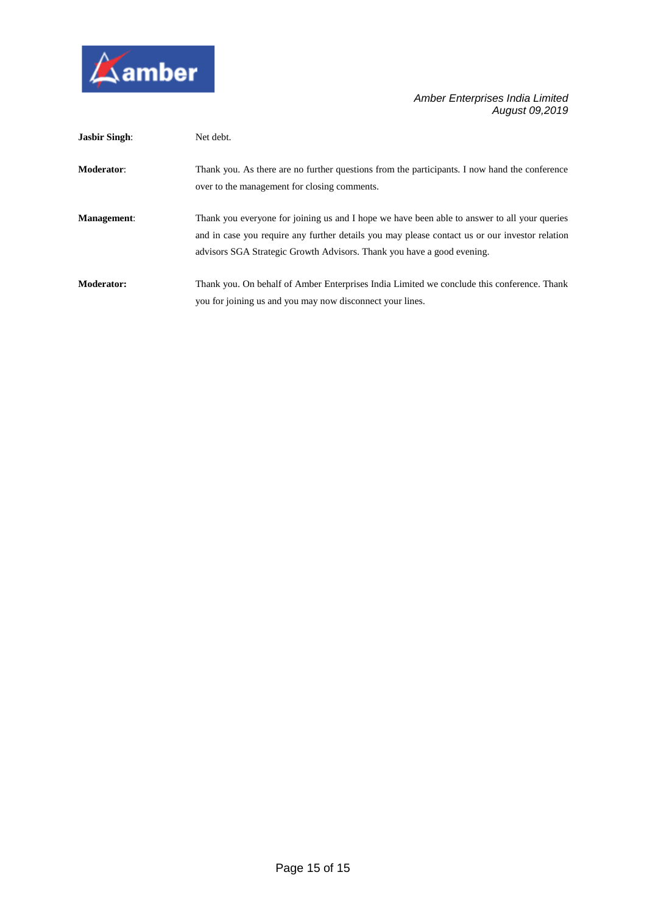**Jasbir Singh**: Net debt.

**Moderator**: Thank you. As there are no further questions from the participants. I now hand the conference over to the management for closing comments.

**Management**: Thank you everyone for joining us and I hope we have been able to answer to all your queries and in case you require any further details you may please contact us or our investor relation advisors SGA Strategic Growth Advisors. Thank you have a good evening.

**Moderator:** Thank you. On behalf of Amber Enterprises India Limited we conclude this conference. Thank you for joining us and you may now disconnect your lines.